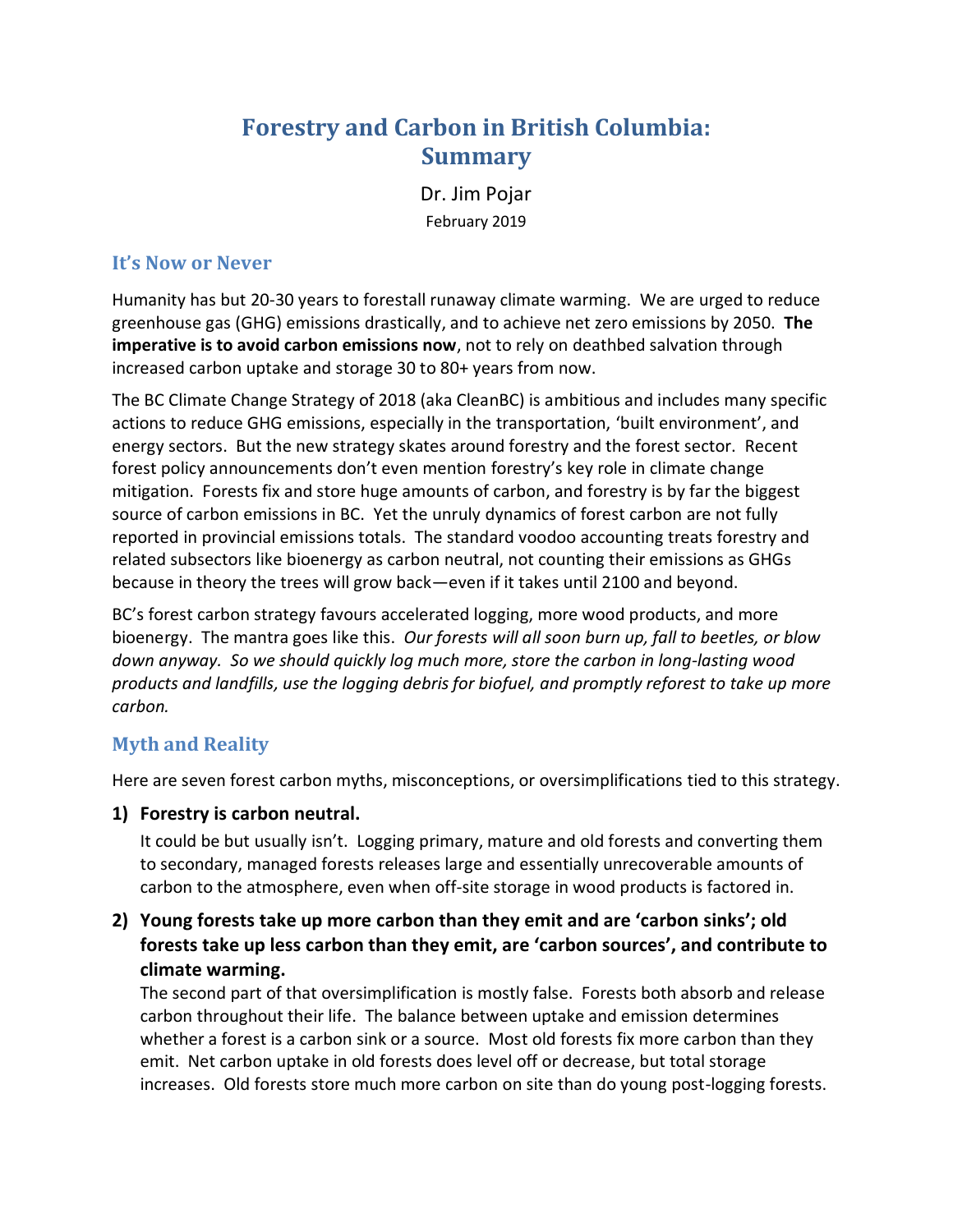# Forestry and Carbon in British Columbia: Summary

Dr. Jim Pojar

February 2019

## It's Now or Never

Humanity has but 20-30 years to forestall runaway climate warming. We are urged to reduce greenhouse gas (GHG) emissions drastically, and to achieve net zero emissions by 2050. **The imperative is to avoid carbon emissions now**, not to rely on deathbed salvation through increased carbon uptake and storage 30 to 80+ years from now.

The BC Climate Change Strategy of 2018 (aka CleanBC) is ambitious and includes many specific actions to reduce GHG emissions, especially in the transportation, 'built environment', and energy sectors. But the new strategy skates around forestry and the forest sector. Recent forest policy announcements don't even mention forestry's key role in climate change mitigation. Forests fix and store huge amounts of carbon, and forestry is by far the biggest source of carbon emissions in BC. Yet the unruly dynamics of forest carbon are not fully reported in provincial emissions totals. The standard voodoo accounting treats forestry and related subsectors like bioenergy as carbon neutral, not counting their emissions as GHGs because in theory the trees will grow back—even if it takes until 2100 and beyond.

BC's forest carbon strategy favours accelerated logging, more wood products, and more bioenergy. The mantra goes like this. *Our forests will all soon burn up, fall to beetles, or blow down anyway. So we should quickly log much more, store the carbon in long-lasting wood products and landfills, use the logging debris for biofuel, and promptly reforest to take up more carbon.*

## Myth and Reality

Here are seven forest carbon myths, misconceptions, or oversimplifications tied to this strategy.

1) **Forestry is carbon neutral.**

   It could be but usually isn't. Logging primary, mature and old forests and converting them to secondary, managed forests releases large and essentially unrecoverable amounts of carbon to the atmosphere, even when off-site storage in wood products is factored in.

2) **Young forests take up more carbon than they emit and are 'carbon sinks'; old forests take up less carbon than they emit, are 'carbon sources', and contribute to climate warming.**

   The second part of that oversimplification is mostly false. Forests both absorb and release carbon throughout their life. The balance between uptake and emission determines whether a forest is a carbon sink or a source. Most old forests fix more carbon than they emit. Net carbon uptake in old forests does level off or decrease, but total storage increases. Old forests store much more carbon on site than do young post-logging forests.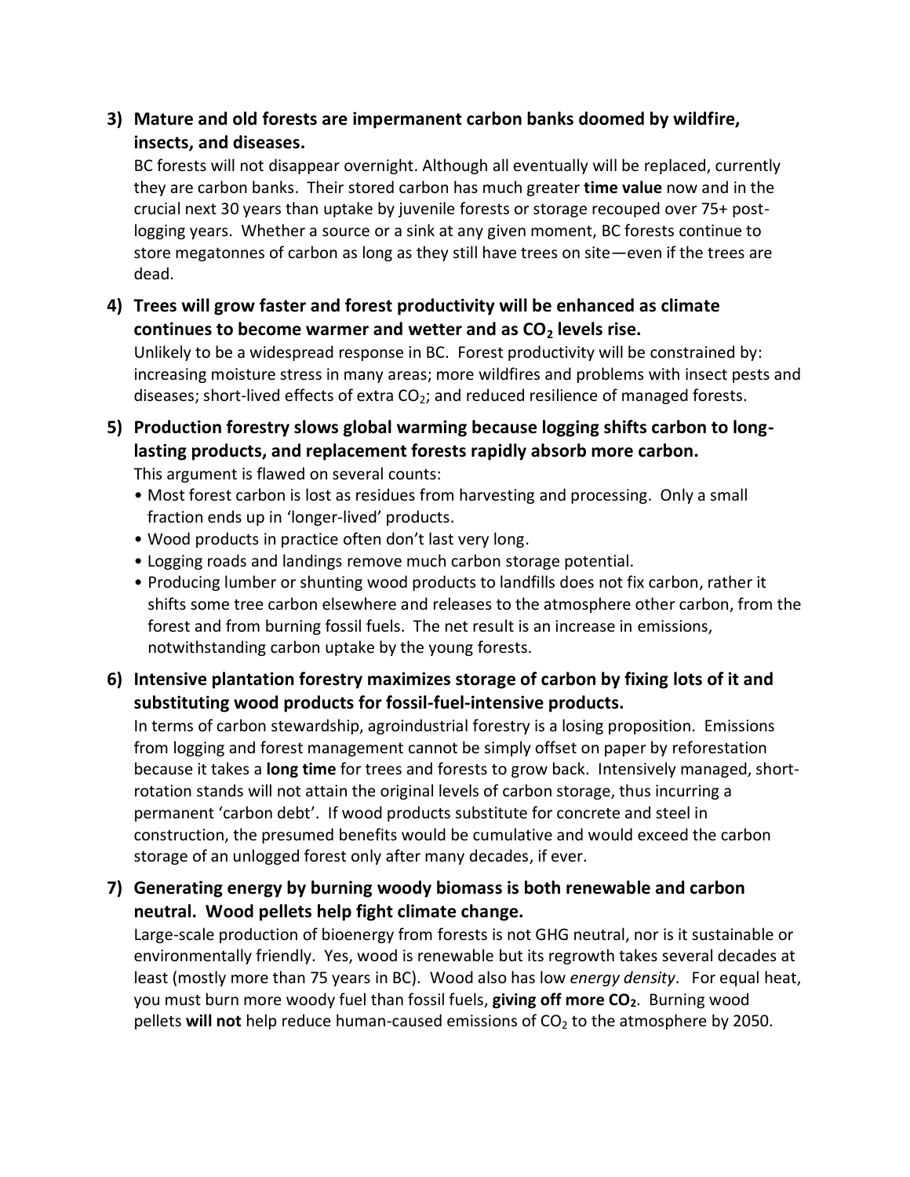3) **Mature and old forests are impermanent carbon banks doomed by wildfire, insects, and diseases.**

   BC forests will not disappear overnight. Although all eventually will be replaced, currently they are carbon banks. Their stored carbon has much greater **time value** now and in the crucial next 30 years than uptake by juvenile forests or storage recouped over 75+ post-logging years. Whether a source or a sink at any given moment, BC forests continue to store megatonnes of carbon as long as they still have trees on site—even if the trees are dead.

4) **Trees will grow faster and forest productivity will be enhanced as climate continues to become warmer and wetter and as $CO_2$ levels rise.**

   Unlikely to be a widespread response in BC. Forest productivity will be constrained by: increasing moisture stress in many areas; more wildfires and problems with insect pests and diseases; short-lived effects of extra $CO_2$; and reduced resilience of managed forests.

5) **Production forestry slows global warming because logging shifts carbon to long-lasting products, and replacement forests rapidly absorb more carbon.**

   This argument is flawed on several counts:
   - Most forest carbon is lost as residues from harvesting and processing. Only a small fraction ends up in 'longer-lived' products.
   - Wood products in practice often don't last very long.
   - Logging roads and landings remove much carbon storage potential.
   - Producing lumber or shunting wood products to landfills does not fix carbon, rather it shifts some tree carbon elsewhere and releases to the atmosphere other carbon, from the forest and from burning fossil fuels. The net result is an increase in emissions, notwithstanding carbon uptake by the young forests.

6) **Intensive plantation forestry maximizes storage of carbon by fixing lots of it and substituting wood products for fossil-fuel-intensive products.**

   In terms of carbon stewardship, agroindustrial forestry is a losing proposition. Emissions from logging and forest management cannot be simply offset on paper by reforestation because it takes a **long time** for trees and forests to grow back. Intensively managed, short-rotation stands will not attain the original levels of carbon storage, thus incurring a permanent 'carbon debt'. If wood products substitute for concrete and steel in construction, the presumed benefits would be cumulative and would exceed the carbon storage of an unlogged forest only after many decades, if ever.

7) **Generating energy by burning woody biomass is both renewable and carbon neutral. Wood pellets help fight climate change.**

   Large-scale production of bioenergy from forests is not GHG neutral, nor is it sustainable or environmentally friendly. Yes, wood is renewable but its regrowth takes several decades at least (mostly more than 75 years in BC). Wood also has low *energy density*. For equal heat, you must burn more woody fuel than fossil fuels, **giving off more $CO_2$**. Burning wood pellets **will not** help reduce human-caused emissions of $CO_2$ to the atmosphere by 2050.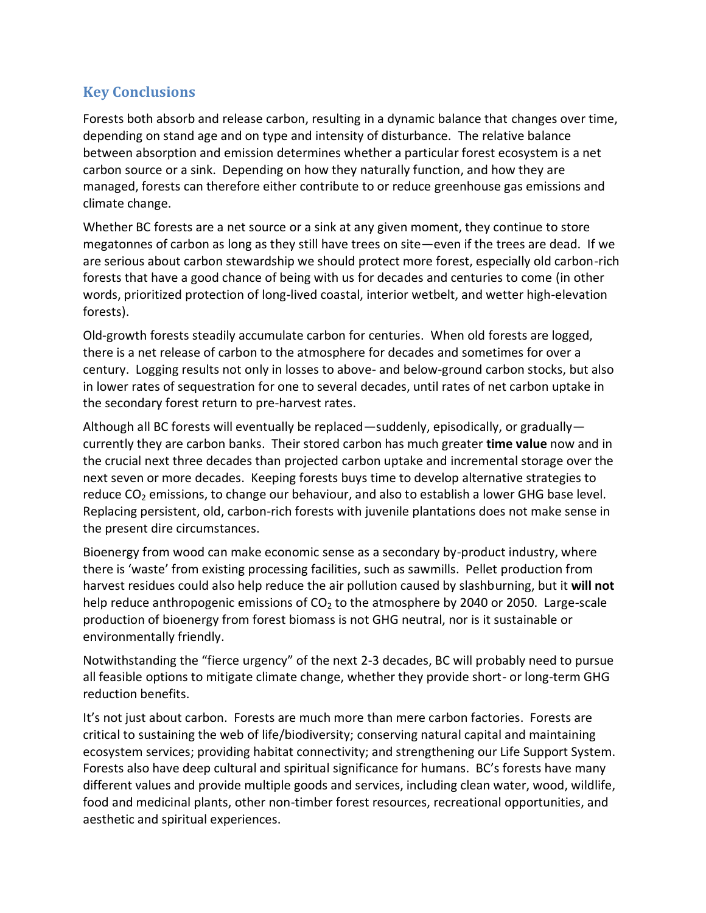## Key Conclusions

Forests both absorb and release carbon, resulting in a dynamic balance that changes over time, depending on stand age and on type and intensity of disturbance. The relative balance between absorption and emission determines whether a particular forest ecosystem is a net carbon source or a sink. Depending on how they naturally function, and how they are managed, forests can therefore either contribute to or reduce greenhouse gas emissions and climate change.

Whether BC forests are a net source or a sink at any given moment, they continue to store megatonnes of carbon as long as they still have trees on site—even if the trees are dead. If we are serious about carbon stewardship we should protect more forest, especially old carbon-rich forests that have a good chance of being with us for decades and centuries to come (in other words, prioritized protection of long-lived coastal, interior wetbelt, and wetter high-elevation forests).

Old-growth forests steadily accumulate carbon for centuries. When old forests are logged, there is a net release of carbon to the atmosphere for decades and sometimes for over a century. Logging results not only in losses to above- and below-ground carbon stocks, but also in lower rates of sequestration for one to several decades, until rates of net carbon uptake in the secondary forest return to pre-harvest rates.

Although all BC forests will eventually be replaced—suddenly, episodically, or gradually—currently they are carbon banks. Their stored carbon has much greater **time value** now and in the crucial next three decades than projected carbon uptake and incremental storage over the next seven or more decades. Keeping forests buys time to develop alternative strategies to reduce $CO_2$ emissions, to change our behaviour, and also to establish a lower GHG base level. Replacing persistent, old, carbon-rich forests with juvenile plantations does not make sense in the present dire circumstances.

Bioenergy from wood can make economic sense as a secondary by-product industry, where there is 'waste' from existing processing facilities, such as sawmills. Pellet production from harvest residues could also help reduce the air pollution caused by slashburning, but it **will not** help reduce anthropogenic emissions of $CO_2$ to the atmosphere by 2040 or 2050. Large-scale production of bioenergy from forest biomass is not GHG neutral, nor is it sustainable or environmentally friendly.

Notwithstanding the "fierce urgency" of the next 2-3 decades, BC will probably need to pursue all feasible options to mitigate climate change, whether they provide short- or long-term GHG reduction benefits.

It's not just about carbon. Forests are much more than mere carbon factories. Forests are critical to sustaining the web of life/biodiversity; conserving natural capital and maintaining ecosystem services; providing habitat connectivity; and strengthening our Life Support System. Forests also have deep cultural and spiritual significance for humans. BC's forests have many different values and provide multiple goods and services, including clean water, wood, wildlife, food and medicinal plants, other non-timber forest resources, recreational opportunities, and aesthetic and spiritual experiences.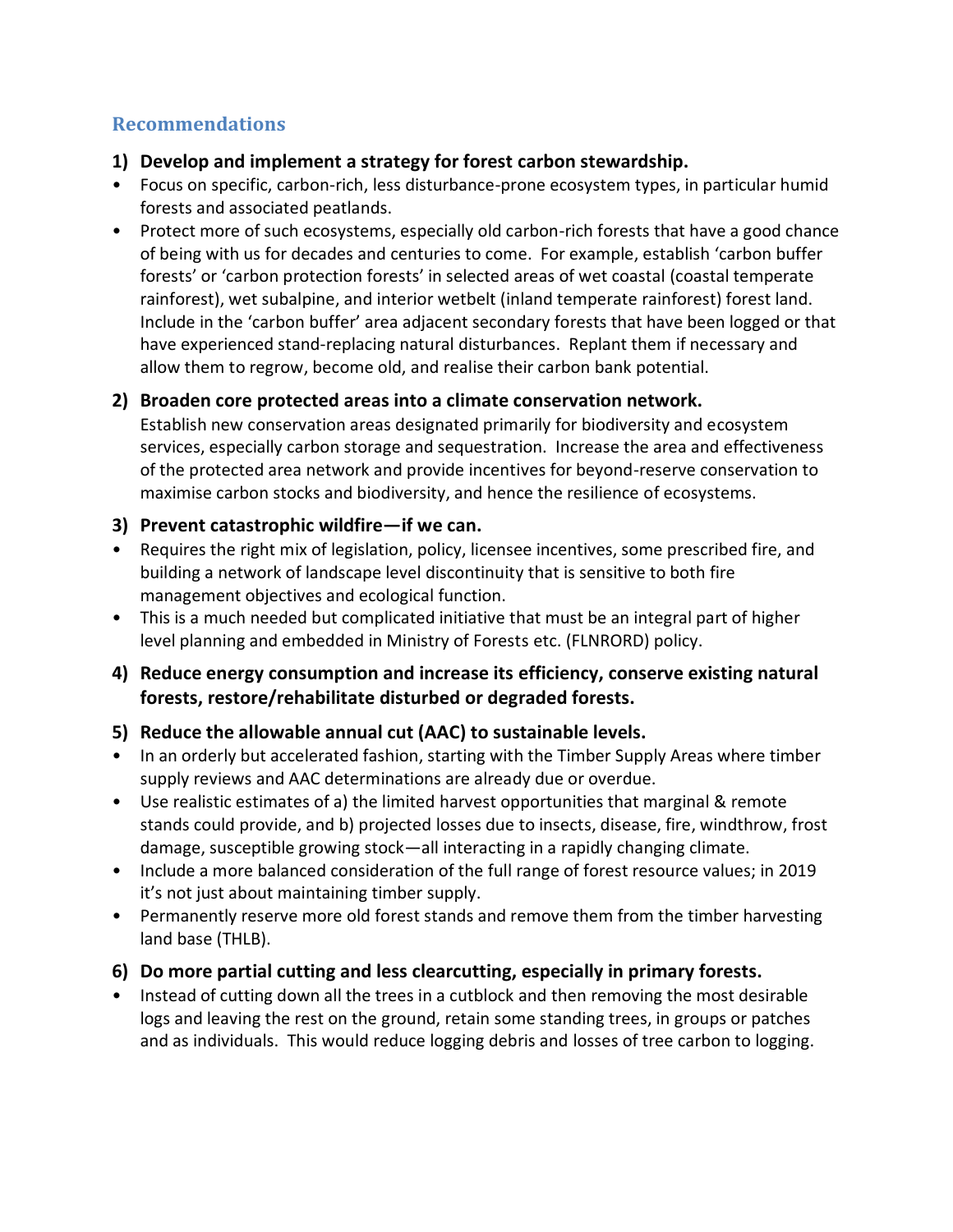## Recommendations

**1) Develop and implement a strategy for forest carbon stewardship.**

- Focus on specific, carbon-rich, less disturbance-prone ecosystem types, in particular humid forests and associated peatlands.
- Protect more of such ecosystems, especially old carbon-rich forests that have a good chance of being with us for decades and centuries to come. For example, establish 'carbon buffer forests' or 'carbon protection forests' in selected areas of wet coastal (coastal temperate rainforest), wet subalpine, and interior wetbelt (inland temperate rainforest) forest land. Include in the 'carbon buffer' area adjacent secondary forests that have been logged or that have experienced stand-replacing natural disturbances. Replant them if necessary and allow them to regrow, become old, and realise their carbon bank potential.

**2) Broaden core protected areas into a climate conservation network.**

Establish new conservation areas designated primarily for biodiversity and ecosystem services, especially carbon storage and sequestration. Increase the area and effectiveness of the protected area network and provide incentives for beyond-reserve conservation to maximise carbon stocks and biodiversity, and hence the resilience of ecosystems.

**3) Prevent catastrophic wildfire—if we can.**

- Requires the right mix of legislation, policy, licensee incentives, some prescribed fire, and building a network of landscape level discontinuity that is sensitive to both fire management objectives and ecological function.
- This is a much needed but complicated initiative that must be an integral part of higher level planning and embedded in Ministry of Forests etc. (FLNRORD) policy.

**4) Reduce energy consumption and increase its efficiency, conserve existing natural forests, restore/rehabilitate disturbed or degraded forests.**

**5) Reduce the allowable annual cut (AAC) to sustainable levels.**

- In an orderly but accelerated fashion, starting with the Timber Supply Areas where timber supply reviews and AAC determinations are already due or overdue.
- Use realistic estimates of a) the limited harvest opportunities that marginal & remote stands could provide, and b) projected losses due to insects, disease, fire, windthrow, frost damage, susceptible growing stock—all interacting in a rapidly changing climate.
- Include a more balanced consideration of the full range of forest resource values; in 2019 it's not just about maintaining timber supply.
- Permanently reserve more old forest stands and remove them from the timber harvesting land base (THLB).

**6) Do more partial cutting and less clearcutting, especially in primary forests.**

- Instead of cutting down all the trees in a cutblock and then removing the most desirable logs and leaving the rest on the ground, retain some standing trees, in groups or patches and as individuals. This would reduce logging debris and losses of tree carbon to logging.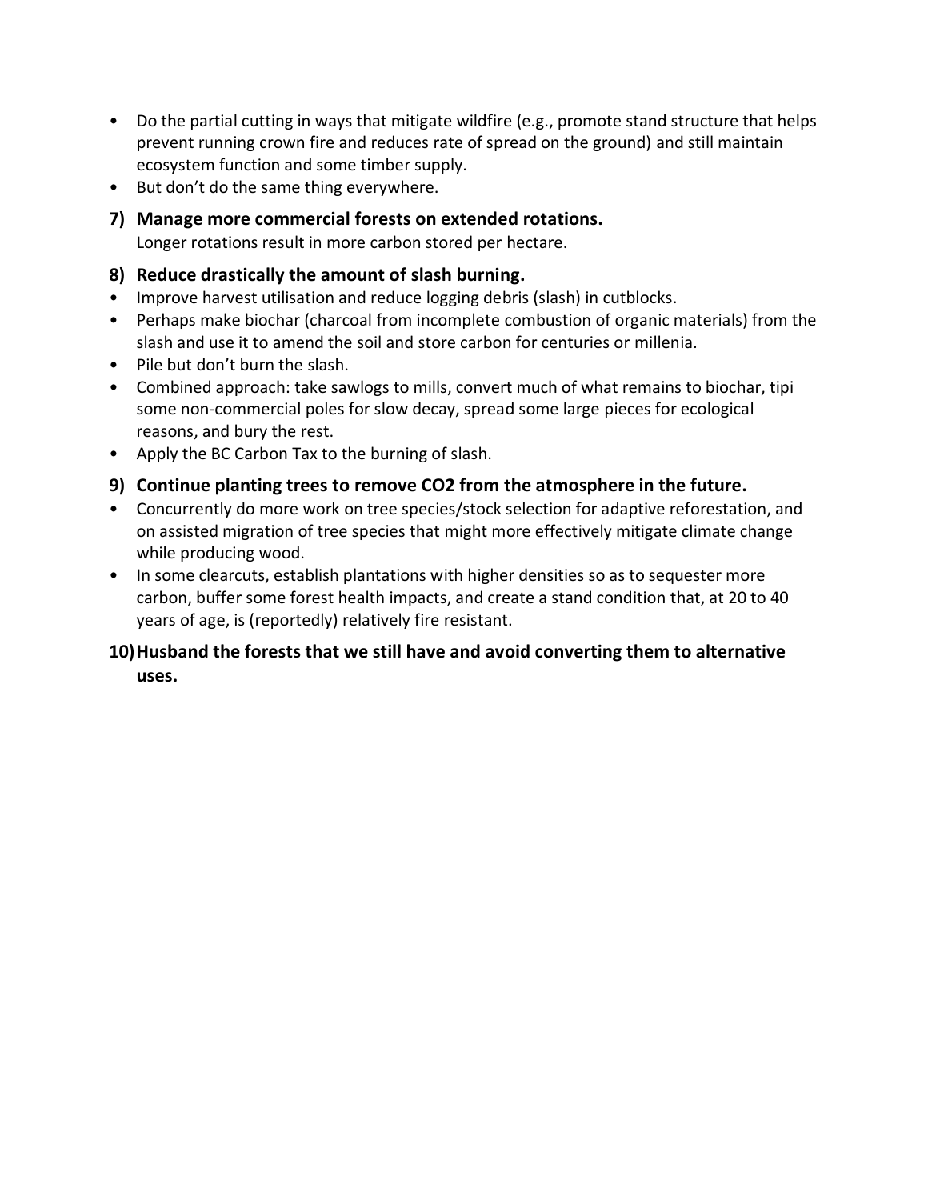- Do the partial cutting in ways that mitigate wildfire (e.g., promote stand structure that helps prevent running crown fire and reduces rate of spread on the ground) and still maintain ecosystem function and some timber supply.
- But don't do the same thing everywhere.

**7) Manage more commercial forests on extended rotations.**

Longer rotations result in more carbon stored per hectare.

**8) Reduce drastically the amount of slash burning.**

- Improve harvest utilisation and reduce logging debris (slash) in cutblocks.
- Perhaps make biochar (charcoal from incomplete combustion of organic materials) from the slash and use it to amend the soil and store carbon for centuries or millenia.
- Pile but don't burn the slash.
- Combined approach: take sawlogs to mills, convert much of what remains to biochar, tipi some non-commercial poles for slow decay, spread some large pieces for ecological reasons, and bury the rest.
- Apply the BC Carbon Tax to the burning of slash.

**9) Continue planting trees to remove CO2 from the atmosphere in the future.**

- Concurrently do more work on tree species/stock selection for adaptive reforestation, and on assisted migration of tree species that might more effectively mitigate climate change while producing wood.
- In some clearcuts, establish plantations with higher densities so as to sequester more carbon, buffer some forest health impacts, and create a stand condition that, at 20 to 40 years of age, is (reportedly) relatively fire resistant.

**10) Husband the forests that we still have and avoid converting them to alternative uses.**